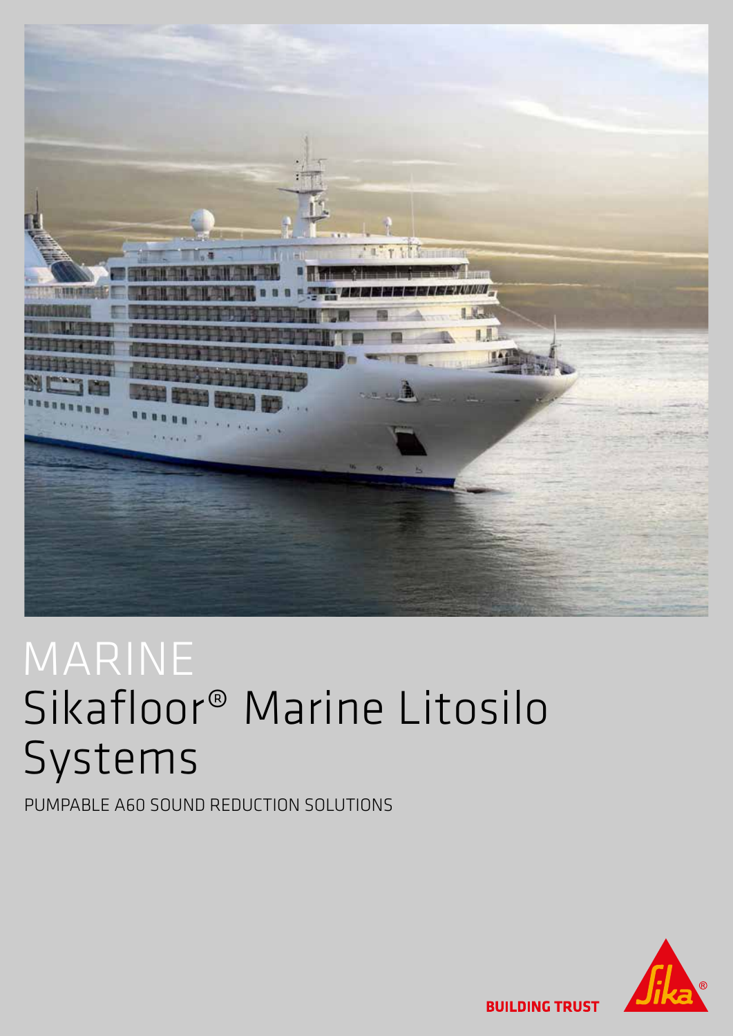# MARINE
# Sikafloor® Marine Litosilo Systems

PUMPABLE A60 SOUND REDUCTION SOLUTIONS

BUILDING TRUST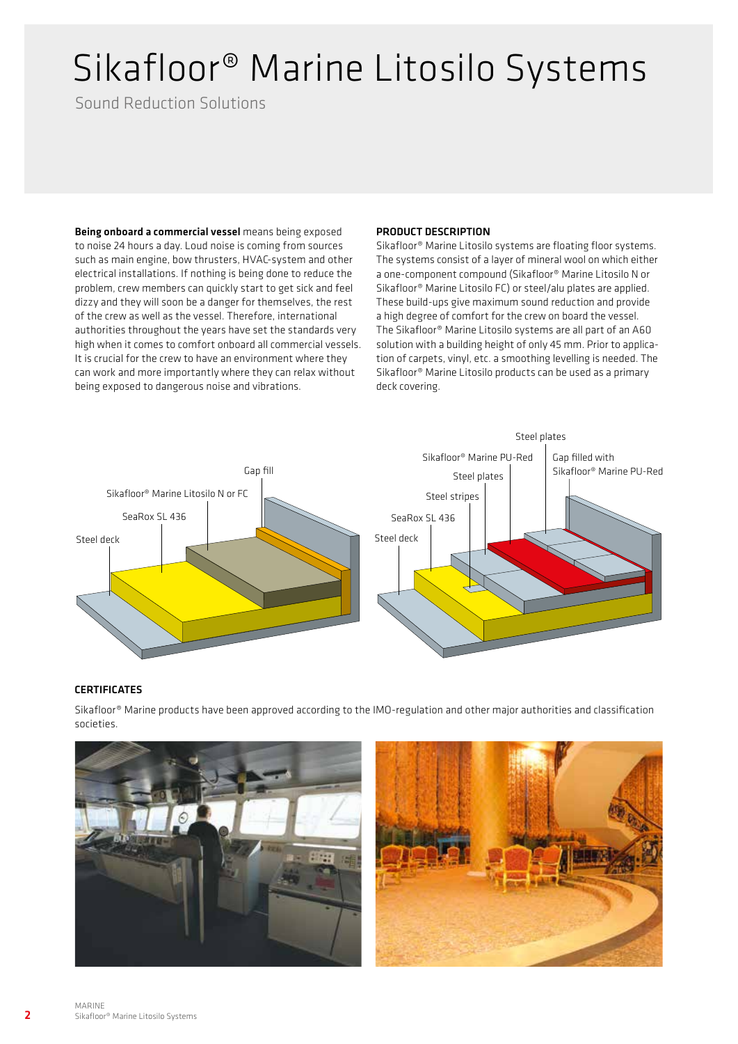# Sikafloor® Marine Litosilo Systems

Sound Reduction Solutions

**Being onboard a commercial vessel** means being exposed to noise 24 hours a day. Loud noise is coming from sources such as main engine, bow thrusters, HVAC-system and other electrical installations. If nothing is being done to reduce the problem, crew members can quickly start to get sick and feel dizzy and they will soon be a danger for themselves, the rest of the crew as well as the vessel. Therefore, international authorities throughout the years have set the standards very high when it comes to comfort onboard all commercial vessels. It is crucial for the crew to have an environment where they can work and more importantly where they can relax without being exposed to dangerous noise and vibrations.

**PRODUCT DESCRIPTION**

Sikafloor® Marine Litosilo systems are floating floor systems. The systems consist of a layer of mineral wool on which either a one-component compound (Sikafloor® Marine Litosilo N or Sikafloor® Marine Litosilo FC) or steel/alu plates are applied. These build-ups give maximum sound reduction and provide a high degree of comfort for the crew on board the vessel. The Sikafloor® Marine Litosilo systems are all part of an A60 solution with a building height of only 45 mm. Prior to application of carpets, vinyl, etc. a smoothing levelling is needed. The Sikafloor® Marine Litosilo products can be used as a primary deck covering.

Gap fill
Sikafloor® Marine Litosilo N or FC
SeaRox SL 436
Steel deck

Steel plates
Sikafloor® Marine PU-Red
Gap filled with Sikafloor® Marine PU-Red
Steel plates
Steel stripes
SeaRox SL 436
Steel deck

**CERTIFICATES**

Sikafloor® Marine products have been approved according to the IMO-regulation and other major authorities and classification societies.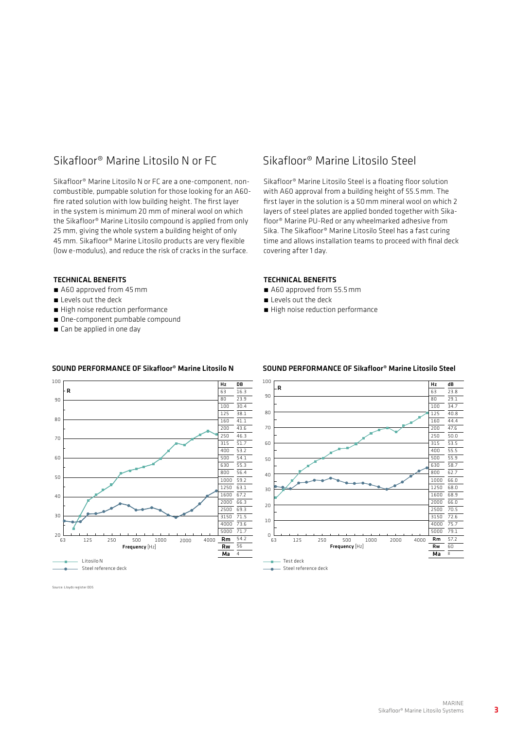## Sikafloor® Marine Litosilo N or FC

Sikafloor® Marine Litosilo N or FC are a one-component, non-combustible, pumpable solution for those looking for an A60-fire rated solution with low building height. The first layer in the system is minimum 20 mm of mineral wool on which the Sikafloor® Marine Litosilo compound is applied from only 25 mm, giving the whole system a building height of only 45 mm. Sikafloor® Marine Litosilo products are very flexible (low e-modulus), and reduce the risk of cracks in the surface.

### TECHNICAL BENEFITS

- A60 approved from 45 mm
- Levels out the deck
- High noise reduction performance
- One-component pumbable compound
- Can be applied in one day

### SOUND PERFORMANCE OF Sikafloor® Marine Litosilo N

| Hz | DB |
|---|---|
| 63 | 16.3 |
| 80 | 23.9 |
| 100 | 30.4 |
| 125 | 38.1 |
| 160 | 41.1 |
| 200 | 43.6 |
| 250 | 46.3 |
| 315 | 51.7 |
| 400 | 53.2 |
| 500 | 54.1 |
| 630 | 55.3 |
| 800 | 56.4 |
| 1000 | 59.2 |
| 1250 | 63.1 |
| 1600 | 67.2 |
| 2000 | 66.3 |
| 2500 | 69.3 |
| 3150 | 71.5 |
| 4000 | 73.6 |
| 5000 | 71.7 |
| **Rm** | 54.2 |
| **Rw** | 56 |
| **Ma** | 4 |

Litosilo N
Steel reference deck

Source: Lloyds register ODS

## Sikafloor® Marine Litosilo Steel

Sikafloor® Marine Litosilo Steel is a floating floor solution with A60 approval from a building height of 55.5 mm. The first layer in the solution is a 50 mm mineral wool on which 2 layers of steel plates are applied bonded together with Sikafloor® Marine PU-Red or any wheelmarked adhesive from Sika. The Sikafloor® Marine Litosilo Steel has a fast curing time and allows installation teams to proceed with final deck covering after 1 day.

### TECHNICAL BENEFITS

- A60 approved from 55.5 mm
- Levels out the deck
- High noise reduction performance

### SOUND PERFORMANCE OF Sikafloor® Marine Litosilo Steel

| Hz | dB |
|---|---|
| 63 | 23.8 |
| 80 | 29.1 |
| 100 | 34.7 |
| 125 | 40.8 |
| 160 | 44.4 |
| 200 | 47.6 |
| 250 | 50.0 |
| 315 | 53.5 |
| 400 | 55.5 |
| 500 | 55.9 |
| 630 | 58.7 |
| 800 | 62.7 |
| 1000 | 66.0 |
| 1250 | 68.0 |
| 1600 | 68.9 |
| 2000 | 66.0 |
| 2500 | 70.5 |
| 3150 | 72.6 |
| 4000 | 75.7 |
| 5000 | 79.1 |
| **Rm** | 57.2 |
| **Rw** | 60 |
| **Ma** | 8 |

Test deck
Steel reference deck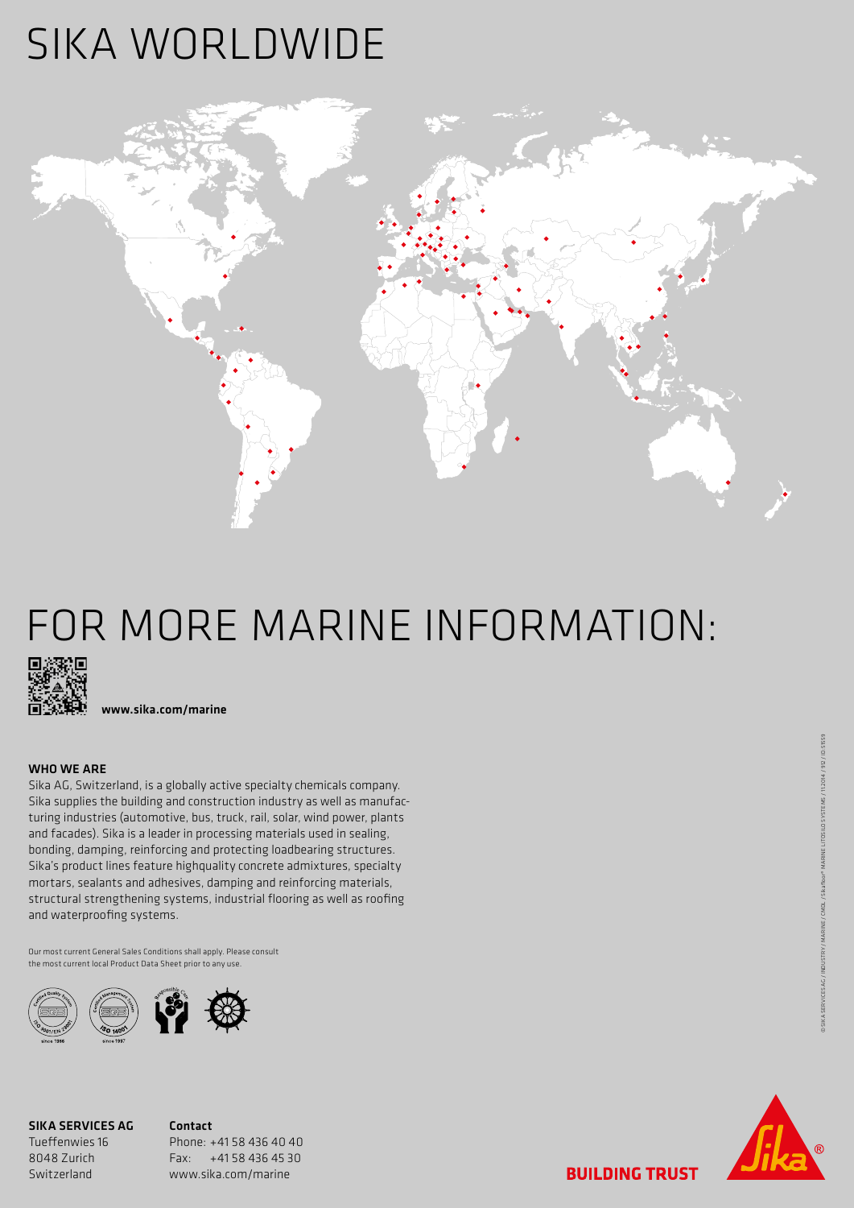# SIKA WORLDWIDE

# FOR MORE MARINE INFORMATION:

**www.sika.com/marine**

### WHO WE ARE

Sika AG, Switzerland, is a globally active specialty chemicals company. Sika supplies the building and construction industry as well as manufacturing industries (automotive, bus, truck, rail, solar, wind power, plants and facades). Sika is a leader in processing materials used in sealing, bonding, damping, reinforcing and protecting loadbearing structures. Sika's product lines feature highquality concrete admixtures, specialty mortars, sealants and adhesives, damping and reinforcing materials, structural strengthening systems, industrial flooring as well as roofing and waterproofing systems.

Our most current General Sales Conditions shall apply. Please consult the most current local Product Data Sheet prior to any use.

since 1986 since 1997

**SIKA SERVICES AG**
Tueffenwies 16
8048 Zurich
Switzerland

**Contact**
Phone: +41 58 436 40 40
Fax: +41 58 436 45 30
www.sika.com/marine

**BUILDING TRUST**